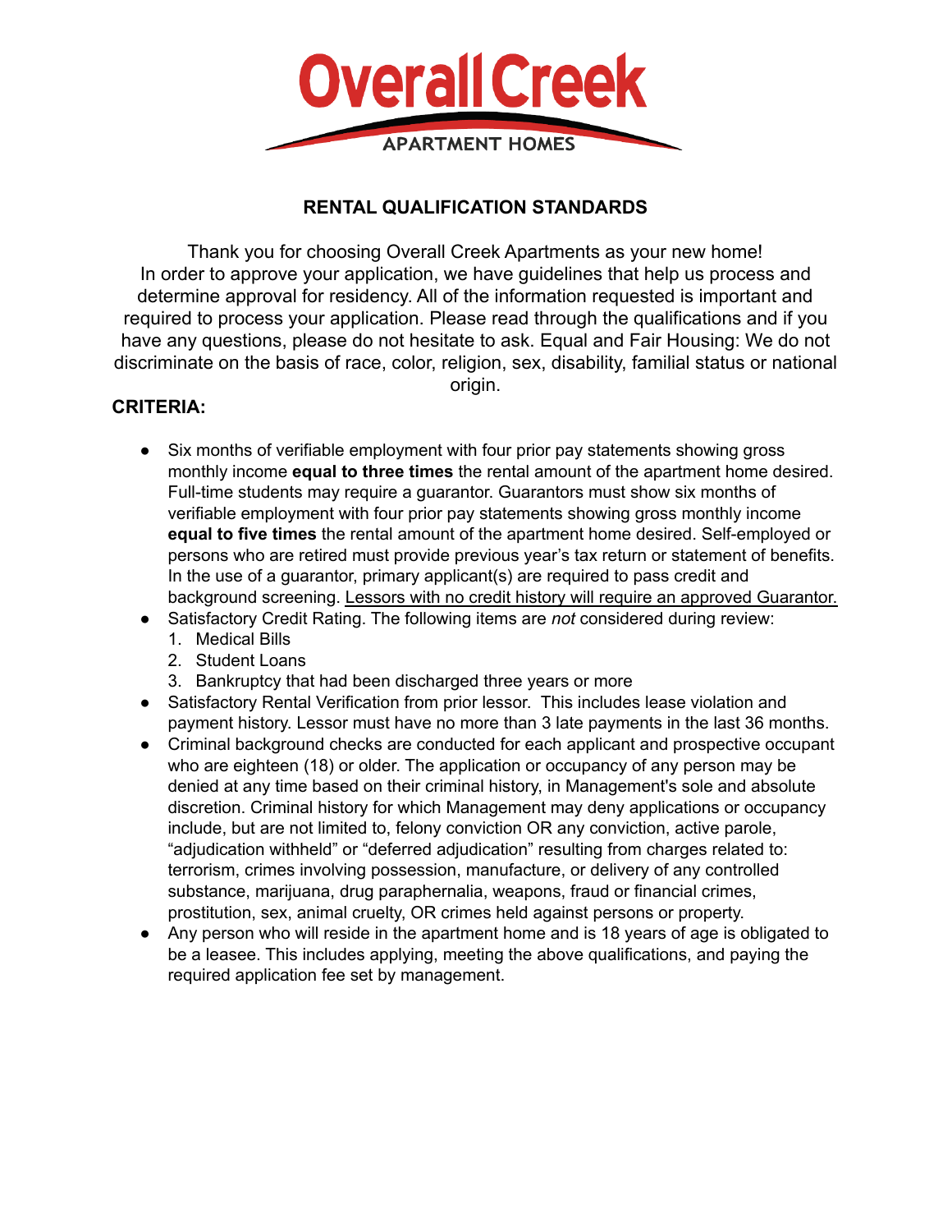# Overall Creek

APARTMENT HOMES

## RENTAL QUALIFICATION STANDARDS

Thank you for choosing Overall Creek Apartments as your new home! In order to approve your application, we have guidelines that help us process and determine approval for residency. All of the information requested is important and required to process your application. Please read through the qualifications and if you have any questions, please do not hesitate to ask. Equal and Fair Housing: We do not discriminate on the basis of race, color, religion, sex, disability, familial status or national origin.

### CRITERIA:

- Six months of verifiable employment with four prior pay statements showing gross monthly income **equal to three times** the rental amount of the apartment home desired. Full-time students may require a guarantor. Guarantors must show six months of verifiable employment with four prior pay statements showing gross monthly income **equal to five times** the rental amount of the apartment home desired. Self-employed or persons who are retired must provide previous year's tax return or statement of benefits. In the use of a guarantor, primary applicant(s) are required to pass credit and background screening. <u>Lessors with no credit history will require an approved Guarantor.</u>
- Satisfactory Credit Rating. The following items are *not* considered during review:
  1. Medical Bills
  2. Student Loans
  3. Bankruptcy that had been discharged three years or more
- Satisfactory Rental Verification from prior lessor. This includes lease violation and payment history. Lessor must have no more than 3 late payments in the last 36 months.
- Criminal background checks are conducted for each applicant and prospective occupant who are eighteen (18) or older. The application or occupancy of any person may be denied at any time based on their criminal history, in Management's sole and absolute discretion. Criminal history for which Management may deny applications or occupancy include, but are not limited to, felony conviction OR any conviction, active parole, "adjudication withheld" or "deferred adjudication" resulting from charges related to: terrorism, crimes involving possession, manufacture, or delivery of any controlled substance, marijuana, drug paraphernalia, weapons, fraud or financial crimes, prostitution, sex, animal cruelty, OR crimes held against persons or property.
- Any person who will reside in the apartment home and is 18 years of age is obligated to be a leasee. This includes applying, meeting the above qualifications, and paying the required application fee set by management.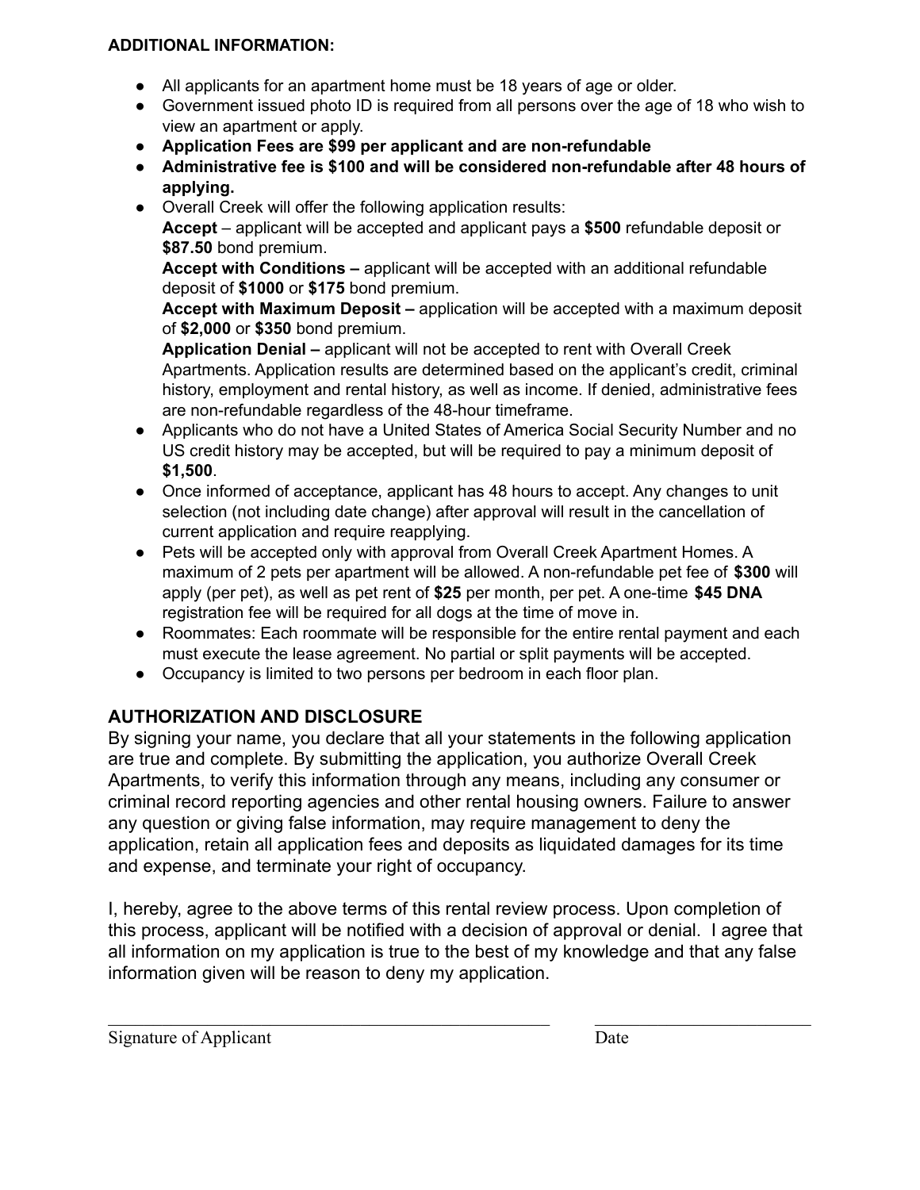**ADDITIONAL INFORMATION:**

- All applicants for an apartment home must be 18 years of age or older.
- Government issued photo ID is required from all persons over the age of 18 who wish to view an apartment or apply.
- **Application Fees are $99 per applicant and are non-refundable**
- **Administrative fee is $100 and will be considered non-refundable after 48 hours of applying.**
- Overall Creek will offer the following application results:
  **Accept** – applicant will be accepted and applicant pays a **$500** refundable deposit or **$87.50** bond premium.
  **Accept with Conditions –** applicant will be accepted with an additional refundable deposit of **$1000** or **$175** bond premium.
  **Accept with Maximum Deposit –** application will be accepted with a maximum deposit of **$2,000** or **$350** bond premium.
  **Application Denial –** applicant will not be accepted to rent with Overall Creek Apartments. Application results are determined based on the applicant's credit, criminal history, employment and rental history, as well as income. If denied, administrative fees are non-refundable regardless of the 48-hour timeframe.
- Applicants who do not have a United States of America Social Security Number and no US credit history may be accepted, but will be required to pay a minimum deposit of **$1,500**.
- Once informed of acceptance, applicant has 48 hours to accept. Any changes to unit selection (not including date change) after approval will result in the cancellation of current application and require reapplying.
- Pets will be accepted only with approval from Overall Creek Apartment Homes. A maximum of 2 pets per apartment will be allowed. A non-refundable pet fee of **$300** will apply (per pet), as well as pet rent of **$25** per month, per pet. A one-time **$45 DNA** registration fee will be required for all dogs at the time of move in.
- Roommates: Each roommate will be responsible for the entire rental payment and each must execute the lease agreement. No partial or split payments will be accepted.
- Occupancy is limited to two persons per bedroom in each floor plan.

## AUTHORIZATION AND DISCLOSURE

By signing your name, you declare that all your statements in the following application are true and complete. By submitting the application, you authorize Overall Creek Apartments, to verify this information through any means, including any consumer or criminal record reporting agencies and other rental housing owners. Failure to answer any question or giving false information, may require management to deny the application, retain all application fees and deposits as liquidated damages for its time and expense, and terminate your right of occupancy.

I, hereby, agree to the above terms of this rental review process. Upon completion of this process, applicant will be notified with a decision of approval or denial. I agree that all information on my application is true to the best of my knowledge and that any false information given will be reason to deny my application.

_______________________________________________ ________________________

Signature of Applicant Date